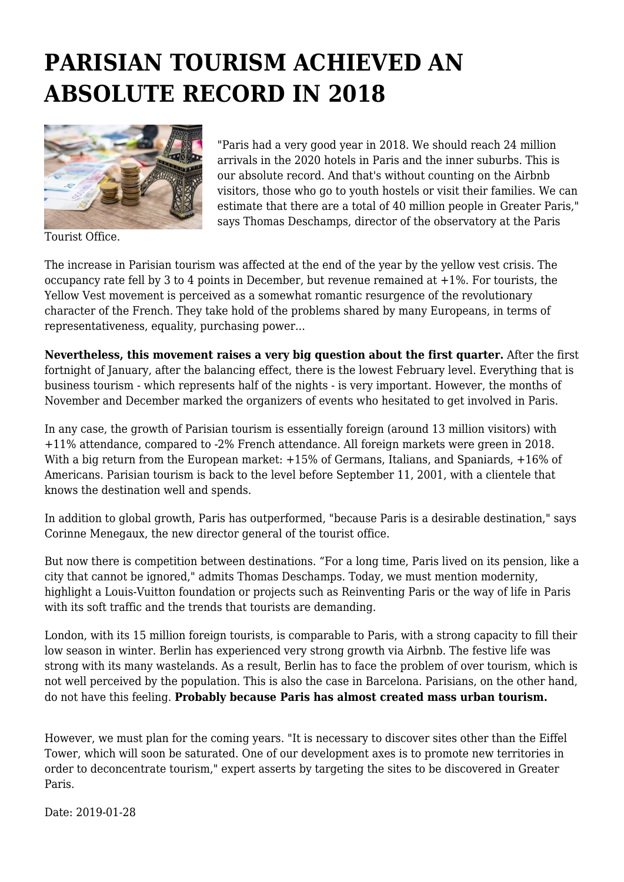# PARISIAN TOURISM ACHIEVED AN ABSOLUTE RECORD IN 2018

"Paris had a very good year in 2018. We should reach 24 million arrivals in the 2020 hotels in Paris and the inner suburbs. This is our absolute record. And that's without counting on the Airbnb visitors, those who go to youth hostels or visit their families. We can estimate that there are a total of 40 million people in Greater Paris," says Thomas Deschamps, director of the observatory at the Paris Tourist Office.

The increase in Parisian tourism was affected at the end of the year by the yellow vest crisis. The occupancy rate fell by 3 to 4 points in December, but revenue remained at +1%. For tourists, the Yellow Vest movement is perceived as a somewhat romantic resurgence of the revolutionary character of the French. They take hold of the problems shared by many Europeans, in terms of representativeness, equality, purchasing power...

**Nevertheless, this movement raises a very big question about the first quarter.** After the first fortnight of January, after the balancing effect, there is the lowest February level. Everything that is business tourism - which represents half of the nights - is very important. However, the months of November and December marked the organizers of events who hesitated to get involved in Paris.

In any case, the growth of Parisian tourism is essentially foreign (around 13 million visitors) with +11% attendance, compared to -2% French attendance. All foreign markets were green in 2018. With a big return from the European market: +15% of Germans, Italians, and Spaniards, +16% of Americans. Parisian tourism is back to the level before September 11, 2001, with a clientele that knows the destination well and spends.

In addition to global growth, Paris has outperformed, "because Paris is a desirable destination," says Corinne Menegaux, the new director general of the tourist office.

But now there is competition between destinations. "For a long time, Paris lived on its pension, like a city that cannot be ignored," admits Thomas Deschamps. Today, we must mention modernity, highlight a Louis-Vuitton foundation or projects such as Reinventing Paris or the way of life in Paris with its soft traffic and the trends that tourists are demanding.

London, with its 15 million foreign tourists, is comparable to Paris, with a strong capacity to fill their low season in winter. Berlin has experienced very strong growth via Airbnb. The festive life was strong with its many wastelands. As a result, Berlin has to face the problem of over tourism, which is not well perceived by the population. This is also the case in Barcelona. Parisians, on the other hand, do not have this feeling. **Probably because Paris has almost created mass urban tourism.**

However, we must plan for the coming years. "It is necessary to discover sites other than the Eiffel Tower, which will soon be saturated. One of our development axes is to promote new territories in order to deconcentrate tourism," expert asserts by targeting the sites to be discovered in Greater Paris.

Date: 2019-01-28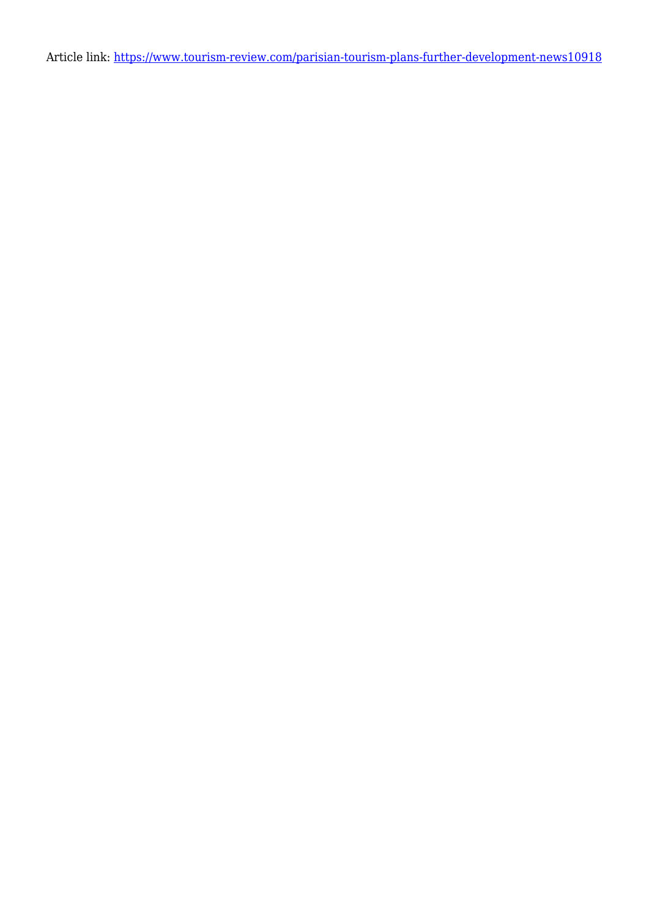Article link: [https://www.tourism-review.com/parisian-tourism-plans-further-development-news10918](https://www.tourism-review.com/parisian-tourism-plans-further-development-news10918)